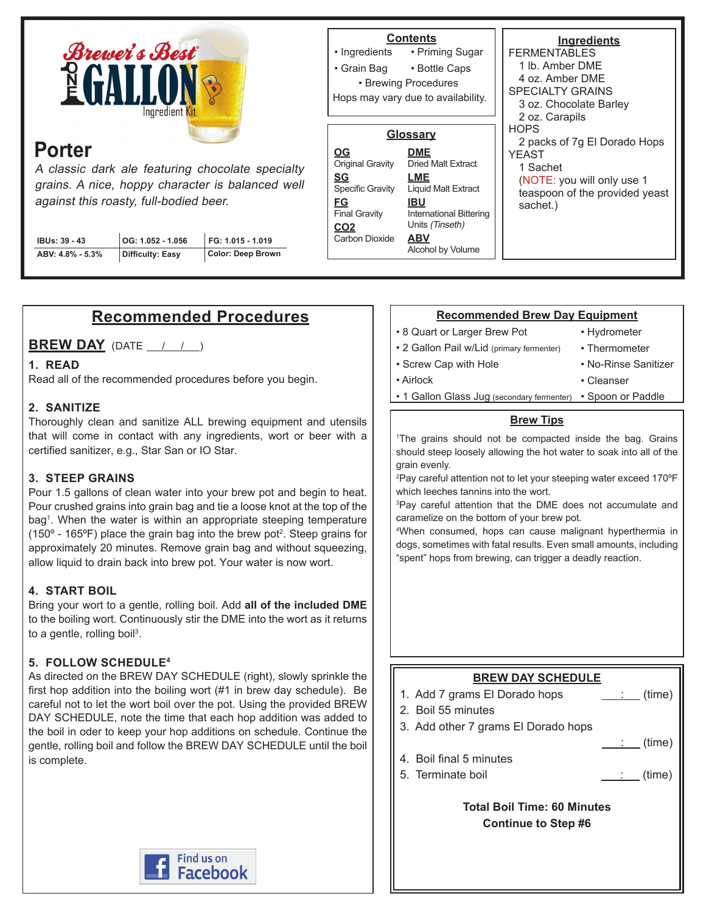# Brewer's Best ONE GALLON Ingredient Kit

## Porter

*A classic dark ale featuring chocolate specialty grains. A nice, hoppy character is balanced well against this roasty, full-bodied beer.*

| IBUs: 39 - 43 | OG: 1.052 - 1.056 | FG: 1.015 - 1.019 |
|---|---|---|
| ABV: 4.8% - 5.3% | Difficulty: Easy | Color: Deep Brown |

### Contents

- Ingredients
- Priming Sugar
- Grain Bag
- Bottle Caps
- Brewing Procedures

Hops may vary due to availability.

### Glossary

**OG** Original Gravity
**SG** Specific Gravity
**FG** Final Gravity
**CO2** Carbon Dioxide
**DME** Dried Malt Extract
**LME** Liquid Malt Extract
**IBU** International Bittering Units *(Tinseth)*
**ABV** Alcohol by Volume

### Ingredients

FERMENTABLES
- 1 lb. Amber DME
- 4 oz. Amber DME

SPECIALTY GRAINS
- 3 oz. Chocolate Barley
- 2 oz. Carapils

HOPS
- 2 packs of 7g El Dorado Hops

YEAST
- 1 Sachet

(NOTE: you will only use 1 teaspoon of the provided yeast sachet.)

## Recommended Procedures

### BREW DAY (DATE __/__/__)

**1. READ**

Read all of the recommended procedures before you begin.

**2. SANITIZE**

Thoroughly clean and sanitize ALL brewing equipment and utensils that will come in contact with any ingredients, wort or beer with a certified sanitizer, e.g., Star San or IO Star.

**3. STEEP GRAINS**

Pour 1.5 gallons of clean water into your brew pot and begin to heat. Pour crushed grains into grain bag and tie a loose knot at the top of the bag[1]. When the water is within an appropriate steeping temperature (150º - 165ºF) place the grain bag into the brew pot[2]. Steep grains for approximately 20 minutes. Remove grain bag and without squeezing, allow liquid to drain back into brew pot. Your water is now wort.

**4. START BOIL**

Bring your wort to a gentle, rolling boil. Add **all of the included DME** to the boiling wort. Continuously stir the DME into the wort as it returns to a gentle, rolling boil[3].

**5. FOLLOW SCHEDULE[4]**

As directed on the BREW DAY SCHEDULE (right), slowly sprinkle the first hop addition into the boiling wort (#1 in brew day schedule). Be careful not to let the wort boil over the pot. Using the provided BREW DAY SCHEDULE, note the time that each hop addition was added to the boil in oder to keep your hop additions on schedule. Continue the gentle, rolling boil and follow the BREW DAY SCHEDULE until the boil is complete.

Find us on Facebook

### Recommended Brew Day Equipment

- 8 Quart or Larger Brew Pot
- 2 Gallon Pail w/Lid (primary fermenter)
- Screw Cap with Hole
- Airlock
- 1 Gallon Glass Jug (secondary fermenter)
- Hydrometer
- Thermometer
- No-Rinse Sanitizer
- Cleanser
- Spoon or Paddle

### Brew Tips

[1]The grains should not be compacted inside the bag. Grains should steep loosely allowing the hot water to soak into all of the grain evenly.

[2]Pay careful attention not to let your steeping water exceed 170ºF which leeches tannins into the wort.

[3]Pay careful attention that the DME does not accumulate and caramelize on the bottom of your brew pot.

[4]When consumed, hops can cause malignant hyperthermia in dogs, sometimes with fatal results. Even small amounts, including "spent" hops from brewing, can trigger a deadly reaction.

### BREW DAY SCHEDULE

1. Add 7 grams El Dorado hops ___:___ (time)
2. Boil 55 minutes
3. Add other 7 grams El Dorado hops ___:___ (time)
4. Boil final 5 minutes
5. Terminate boil ___:___ (time)

**Total Boil Time: 60 Minutes**
**Continue to Step #6**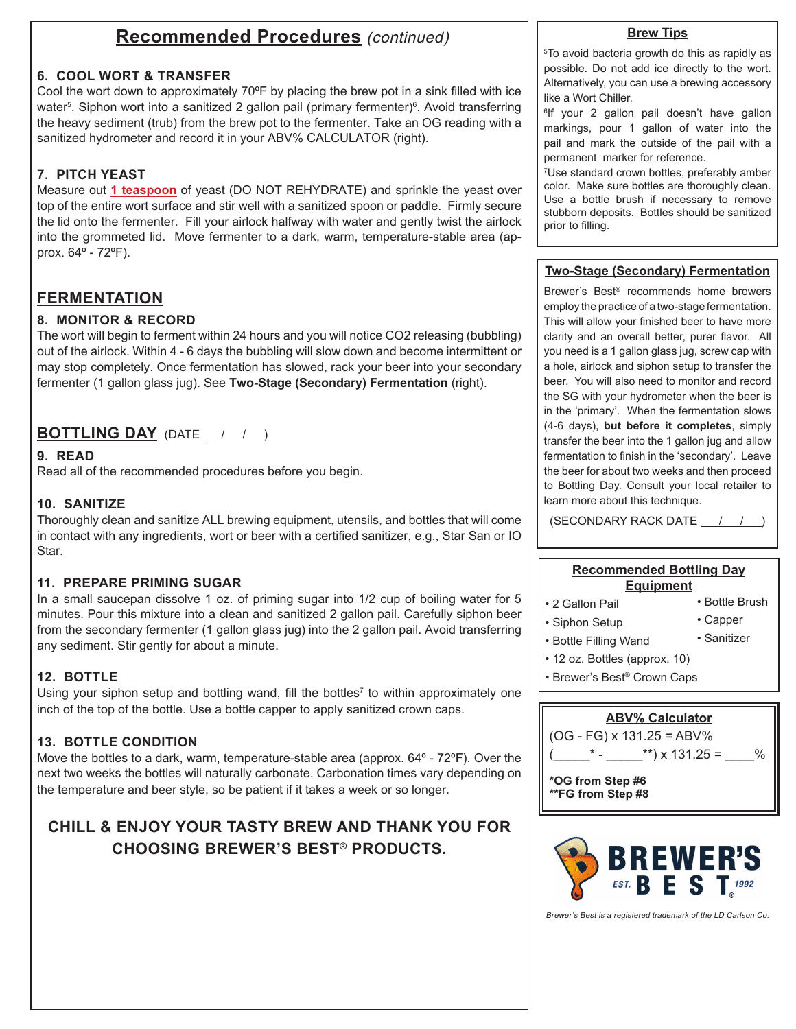## Recommended Procedures *(continued)*

### 6. COOL WORT & TRANSFER

Cool the wort down to approximately 70ºF by placing the brew pot in a sink filled with ice water[5]. Siphon wort into a sanitized 2 gallon pail (primary fermenter)[6]. Avoid transferring the heavy sediment (trub) from the brew pot to the fermenter. Take an OG reading with a sanitized hydrometer and record it in your ABV% CALCULATOR (right).

### 7. PITCH YEAST

Measure out **1 teaspoon** of yeast (DO NOT REHYDRATE) and sprinkle the yeast over top of the entire wort surface and stir well with a sanitized spoon or paddle. Firmly secure the lid onto the fermenter. Fill your airlock halfway with water and gently twist the airlock into the grommeted lid. Move fermenter to a dark, warm, temperature-stable area (approx. 64º - 72ºF).

## FERMENTATION

### 8. MONITOR & RECORD

The wort will begin to ferment within 24 hours and you will notice $CO_2$ releasing (bubbling) out of the airlock. Within 4 - 6 days the bubbling will slow down and become intermittent or may stop completely. Once fermentation has slowed, rack your beer into your secondary fermenter (1 gallon glass jug). See **Two-Stage (Secondary) Fermentation** (right).

## BOTTLING DAY (DATE ___/___/___)

### 9. READ

Read all of the recommended procedures before you begin.

### 10. SANITIZE

Thoroughly clean and sanitize ALL brewing equipment, utensils, and bottles that will come in contact with any ingredients, wort or beer with a certified sanitizer, e.g., Star San or IO Star.

### 11. PREPARE PRIMING SUGAR

In a small saucepan dissolve 1 oz. of priming sugar into 1/2 cup of boiling water for 5 minutes. Pour this mixture into a clean and sanitized 2 gallon pail. Carefully siphon beer from the secondary fermenter (1 gallon glass jug) into the 2 gallon pail. Avoid transferring any sediment. Stir gently for about a minute.

### 12. BOTTLE

Using your siphon setup and bottling wand, fill the bottles[7] to within approximately one inch of the top of the bottle. Use a bottle capper to apply sanitized crown caps.

### 13. BOTTLE CONDITION

Move the bottles to a dark, warm, temperature-stable area (approx. 64º - 72ºF). Over the next two weeks the bottles will naturally carbonate. Carbonation times vary depending on the temperature and beer style, so be patient if it takes a week or so longer.

**CHILL & ENJOY YOUR TASTY BREW AND THANK YOU FOR CHOOSING BREWER'S BEST® PRODUCTS.**

---

### Brew Tips

[5]To avoid bacteria growth do this as rapidly as possible. Do not add ice directly to the wort. Alternatively, you can use a brewing accessory like a Wort Chiller.

[6]If your 2 gallon pail doesn't have gallon markings, pour 1 gallon of water into the pail and mark the outside of the pail with a permanent marker for reference.

[7]Use standard crown bottles, preferably amber color. Make sure bottles are thoroughly clean. Use a bottle brush if necessary to remove stubborn deposits. Bottles should be sanitized prior to filling.

### Two-Stage (Secondary) Fermentation

Brewer's Best® recommends home brewers employ the practice of a two-stage fermentation. This will allow your finished beer to have more clarity and an overall better, purer flavor. All you need is a 1 gallon glass jug, screw cap with a hole, airlock and siphon setup to transfer the beer. You will also need to monitor and record the SG with your hydrometer when the beer is in the 'primary'. When the fermentation slows (4-6 days), **but before it completes**, simply transfer the beer into the 1 gallon jug and allow fermentation to finish in the 'secondary'. Leave the beer for about two weeks and then proceed to Bottling Day. Consult your local retailer to learn more about this technique.

(SECONDARY RACK DATE ___/___/___)

### Recommended Bottling Day Equipment

- 2 Gallon Pail
- Siphon Setup
- Bottle Filling Wand
- 12 oz. Bottles (approx. 10)
- Brewer's Best® Crown Caps
- Bottle Brush
- Capper
- Sanitizer

### ABV% Calculator

(OG - FG) x 131.25 = ABV%

(_____* - _____**) x 131.25 = ____%

**\*OG from Step #6**
**\*\*FG from Step #8**

BREWER'S BEST EST. 1992

*Brewer's Best is a registered trademark of the LD Carlson Co.*